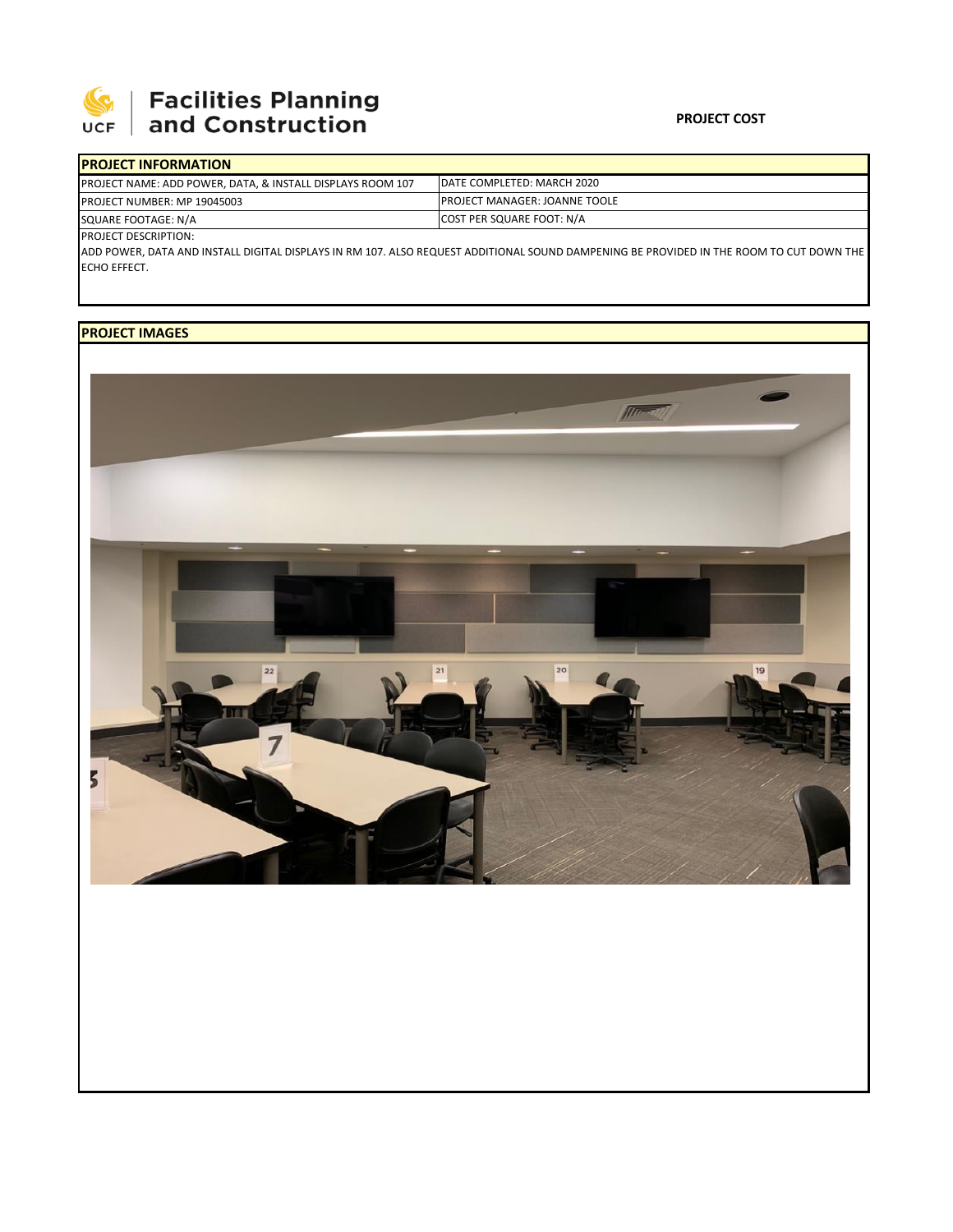**Facilities Planning and Construction**

**PROJECT COST**

| **PROJECT INFORMATION** | |
|---|---|
| PROJECT NAME: ADD POWER, DATA, & INSTALL DISPLAYS ROOM 107 | DATE COMPLETED: MARCH 2020 |
| PROJECT NUMBER: MP 19045003 | PROJECT MANAGER: JOANNE TOOLE |
| SQUARE FOOTAGE: N/A | COST PER SQUARE FOOT: N/A |

PROJECT DESCRIPTION:

ADD POWER, DATA AND INSTALL DIGITAL DISPLAYS IN RM 107. ALSO REQUEST ADDITIONAL SOUND DAMPENING BE PROVIDED IN THE ROOM TO CUT DOWN THE ECHO EFFECT.

**PROJECT IMAGES**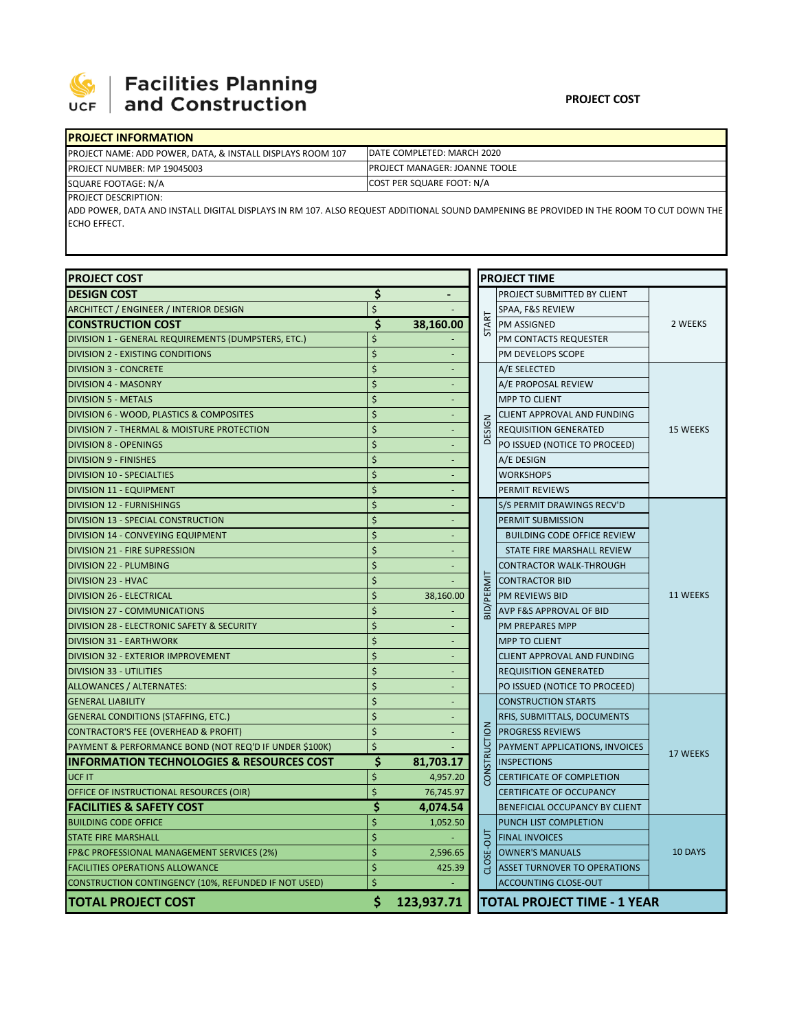# Facilities Planning and Construction

**PROJECT COST**

| PROJECT INFORMATION | |
|---|---|
| PROJECT NAME: ADD POWER, DATA, & INSTALL DISPLAYS ROOM 107 | DATE COMPLETED: MARCH 2020 |
| PROJECT NUMBER: MP 19045003 | PROJECT MANAGER: JOANNE TOOLE |
| SQUARE FOOTAGE: N/A | COST PER SQUARE FOOT: N/A |

PROJECT DESCRIPTION:
ADD POWER, DATA AND INSTALL DIGITAL DISPLAYS IN RM 107. ALSO REQUEST ADDITIONAL SOUND DAMPENING BE PROVIDED IN THE ROOM TO CUT DOWN THE ECHO EFFECT.

| PROJECT COST | | |
|---|---|---|
| **DESIGN COST** | $ | - |
| ARCHITECT / ENGINEER / INTERIOR DESIGN | $ | - |
| **CONSTRUCTION COST** | $ | 38,160.00 |
| DIVISION 1 - GENERAL REQUIREMENTS (DUMPSTERS, ETC.) | $ | - |
| DIVISION 2 - EXISTING CONDITIONS | $ | - |
| DIVISION 3 - CONCRETE | $ | - |
| DIVISION 4 - MASONRY | $ | - |
| DIVISION 5 - METALS | $ | - |
| DIVISION 6 - WOOD, PLASTICS & COMPOSITES | $ | - |
| DIVISION 7 - THERMAL & MOISTURE PROTECTION | $ | - |
| DIVISION 8 - OPENINGS | $ | - |
| DIVISION 9 - FINISHES | $ | - |
| DIVISION 10 - SPECIALTIES | $ | - |
| DIVISION 11 - EQUIPMENT | $ | - |
| DIVISION 12 - FURNISHINGS | $ | - |
| DIVISION 13 - SPECIAL CONSTRUCTION | $ | - |
| DIVISION 14 - CONVEYING EQUIPMENT | $ | - |
| DIVISION 21 - FIRE SUPRESSION | $ | - |
| DIVISION 22 - PLUMBING | $ | - |
| DIVISION 23 - HVAC | $ | - |
| DIVISION 26 - ELECTRICAL | $ | 38,160.00 |
| DIVISION 27 - COMMUNICATIONS | $ | - |
| DIVISION 28 - ELECTRONIC SAFETY & SECURITY | $ | - |
| DIVISION 31 - EARTHWORK | $ | - |
| DIVISION 32 - EXTERIOR IMPROVEMENT | $ | - |
| DIVISION 33 - UTILITIES | $ | - |
| ALLOWANCES / ALTERNATES: | $ | - |
| GENERAL LIABILITY | $ | - |
| GENERAL CONDITIONS (STAFFING, ETC.) | $ | - |
| CONTRACTOR'S FEE (OVERHEAD & PROFIT) | $ | - |
| PAYMENT & PERFORMANCE BOND (NOT REQ'D IF UNDER $100K) | $ | - |
| **INFORMATION TECHNOLOGIES & RESOURCES COST** | $ | 81,703.17 |
| UCF IT | $ | 4,957.20 |
| OFFICE OF INSTRUCTIONAL RESOURCES (OIR) | $ | 76,745.97 |
| **FACILITIES & SAFETY COST** | $ | 4,074.54 |
| BUILDING CODE OFFICE | $ | 1,052.50 |
| STATE FIRE MARSHALL | $ | - |
| FP&C PROFESSIONAL MANAGEMENT SERVICES (2%) | $ | 2,596.65 |
| FACILITIES OPERATIONS ALLOWANCE | $ | 425.39 |
| CONSTRUCTION CONTINGENCY (10%, REFUNDED IF NOT USED) | $ | - |
| **TOTAL PROJECT COST** | $ | 123,937.71 |

| PROJECT TIME | | |
|---|---|---|
| START | PROJECT SUBMITTED BY CLIENT | 2 WEEKS |
| | SPAA, F&S REVIEW | |
| | PM ASSIGNED | |
| | PM CONTACTS REQUESTER | |
| | PM DEVELOPS SCOPE | |
| DESIGN | A/E SELECTED | 15 WEEKS |
| | A/E PROPOSAL REVIEW | |
| | MPP TO CLIENT | |
| | CLIENT APPROVAL AND FUNDING | |
| | REQUISITION GENERATED | |
| | PO ISSUED (NOTICE TO PROCEED) | |
| | A/E DESIGN | |
| | WORKSHOPS | |
| | PERMIT REVIEWS | |
| BID/PERMIT | S/S PERMIT DRAWINGS RECV'D | 11 WEEKS |
| | PERMIT SUBMISSION | |
| | BUILDING CODE OFFICE REVIEW | |
| | STATE FIRE MARSHALL REVIEW | |
| | CONTRACTOR WALK-THROUGH | |
| | CONTRACTOR BID | |
| | PM REVIEWS BID | |
| | AVP F&S APPROVAL OF BID | |
| | PM PREPARES MPP | |
| | MPP TO CLIENT | |
| | CLIENT APPROVAL AND FUNDING | |
| | REQUISITION GENERATED | |
| | PO ISSUED (NOTICE TO PROCEED) | |
| CONSTRUCTION | CONSTRUCTION STARTS | 17 WEEKS |
| | RFIS, SUBMITTALS, DOCUMENTS | |
| | PROGRESS REVIEWS | |
| | PAYMENT APPLICATIONS, INVOICES | |
| | INSPECTIONS | |
| | CERTIFICATE OF COMPLETION | |
| | CERTIFICATE OF OCCUPANCY | |
| | BENEFICIAL OCCUPANCY BY CLIENT | |
| CLOSE-OUT | PUNCH LIST COMPLETION | 10 DAYS |
| | FINAL INVOICES | |
| | OWNER'S MANUALS | |
| | ASSET TURNOVER TO OPERATIONS | |
| | ACCOUNTING CLOSE-OUT | |
| **TOTAL PROJECT TIME - 1 YEAR** | | |